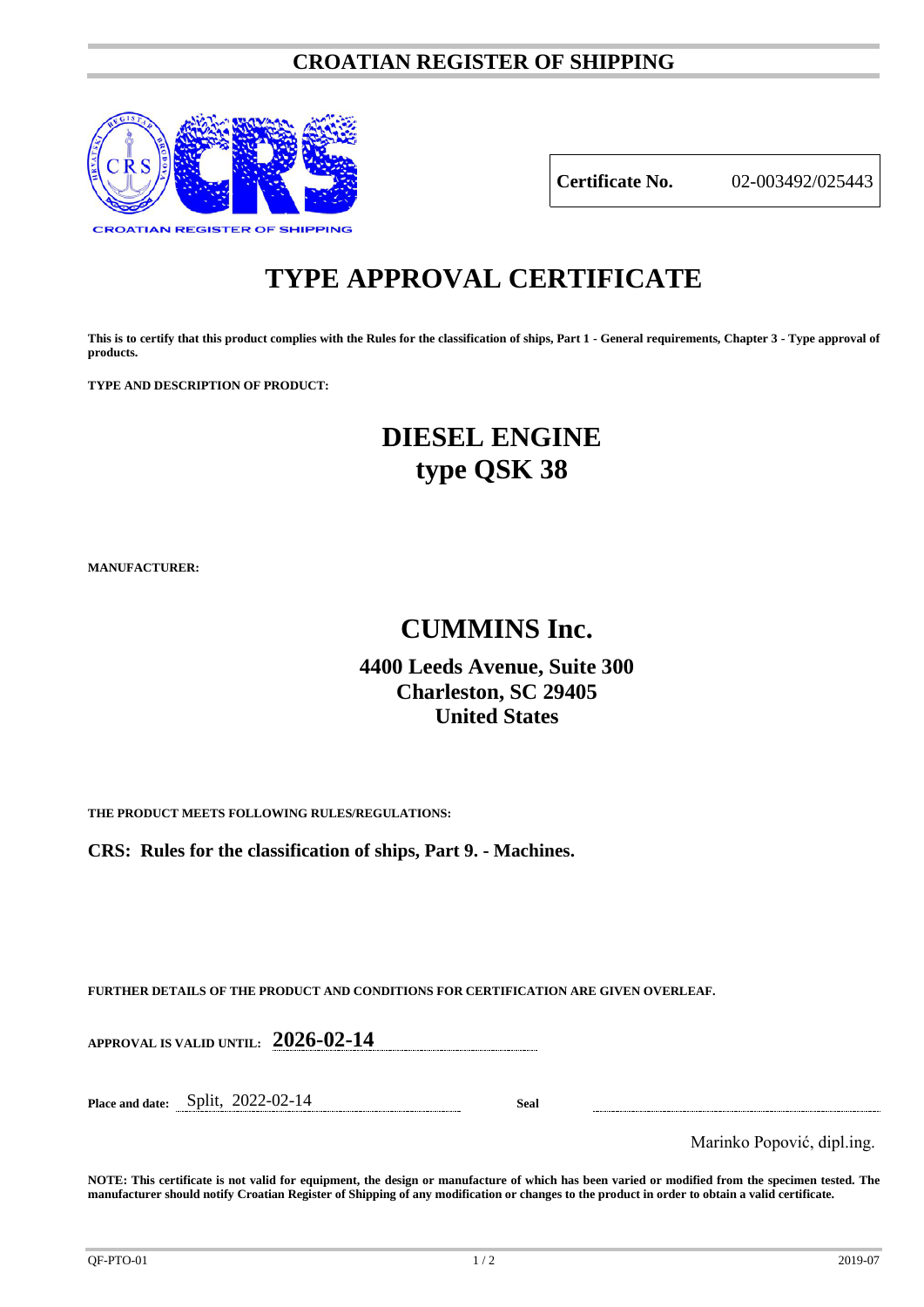# CROATIAN REGISTER OF SHIPPING

CROATIAN REGISTER OF SHIPPING

| **Certificate No.** | 02-003492/025443 |
|---|---|

# TYPE APPROVAL CERTIFICATE

**This is to certify that this product complies with the Rules for the classification of ships, Part 1 - General requirements, Chapter 3 - Type approval of products.**

**TYPE AND DESCRIPTION OF PRODUCT:**

## DIESEL ENGINE
## type QSK 38

**MANUFACTURER:**

## CUMMINS Inc.

**4400 Leeds Avenue, Suite 300**
**Charleston, SC 29405**
**United States**

**THE PRODUCT MEETS FOLLOWING RULES/REGULATIONS:**

**CRS: Rules for the classification of ships, Part 9. - Machines.**

**FURTHER DETAILS OF THE PRODUCT AND CONDITIONS FOR CERTIFICATION ARE GIVEN OVERLEAF.**

**APPROVAL IS VALID UNTIL:** **2026-02-14**

**Place and date:** Split, 2022-02-14 **Seal**

Marinko Popović, dipl.ing.

**NOTE: This certificate is not valid for equipment, the design or manufacture of which has been varied or modified from the specimen tested. The manufacturer should notify Croatian Register of Shipping of any modification or changes to the product in order to obtain a valid certificate.**

QF-PTO-01 2019-07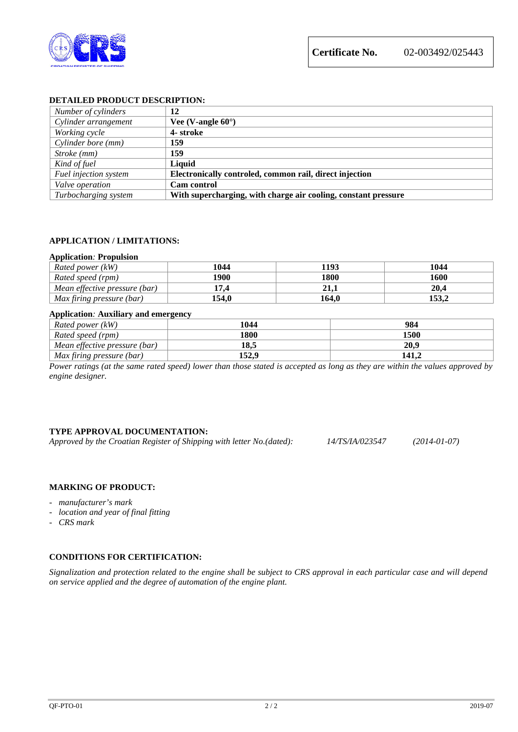**Certificate No.** 02-003492/025443

## DETAILED PRODUCT DESCRIPTION:

| | |
|---|---|
| *Number of cylinders* | **12** |
| *Cylinder arrangement* | **Vee (V-angle 60°)** |
| *Working cycle* | **4- stroke** |
| *Cylinder bore (mm)* | **159** |
| *Stroke (mm)* | **159** |
| *Kind of fuel* | **Liquid** |
| *Fuel injection system* | **Electronically controled, common rail, direct injection** |
| *Valve operation* | **Cam control** |
| *Turbocharging system* | **With supercharging, with charge air cooling, constant pressure** |

## APPLICATION / LIMITATIONS:

**Application*:* Propulsion**

| | | | |
|---|---|---|---|
| *Rated power (kW)* | **1044** | **1193** | **1044** |
| *Rated speed (rpm)* | **1900** | **1800** | **1600** |
| *Mean effective pressure (bar)* | **17,4** | **21,1** | **20,4** |
| *Max firing pressure (bar)* | **154,0** | **164,0** | **153,2** |

**Application*:* Auxiliary and emergency**

| | | |
|---|---|---|
| *Rated power (kW)* | **1044** | **984** |
| *Rated speed (rpm)* | **1800** | **1500** |
| *Mean effective pressure (bar)* | **18,5** | **20,9** |
| *Max firing pressure (bar)* | **152,9** | **141,2** |

*Power ratings (at the same rated speed) lower than those stated is accepted as long as they are within the values approved by engine designer.*

## TYPE APPROVAL DOCUMENTATION:

*Approved by the Croatian Register of Shipping with letter No.(dated):* *14/TS/IA/023547* *(2014-01-07)*

## MARKING OF PRODUCT:

- *manufacturer's mark*
- *location and year of final fitting*
- *CRS mark*

## CONDITIONS FOR CERTIFICATION:

*Signalization and protection related to the engine shall be subject to CRS approval in each particular case and will depend on service applied and the degree of automation of the engine plant.*